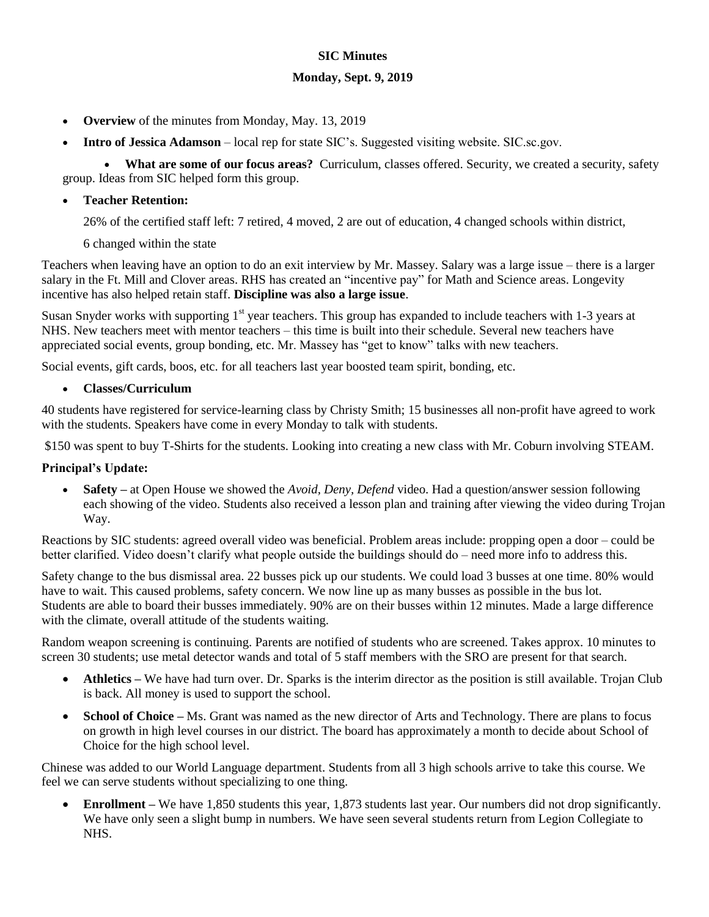**SIC Minutes**

**Monday, Sept. 9, 2019**

- **Overview** of the minutes from Monday, May. 13, 2019
- **Intro of Jessica Adamson** – local rep for state SIC's. Suggested visiting website. SIC.sc.gov.
- **What are some of our focus areas?** Curriculum, classes offered. Security, we created a security, safety group. Ideas from SIC helped form this group.
- **Teacher Retention:**

  26% of the certified staff left: 7 retired, 4 moved, 2 are out of education, 4 changed schools within district, 6 changed within the state

Teachers when leaving have an option to do an exit interview by Mr. Massey. Salary was a large issue – there is a larger salary in the Ft. Mill and Clover areas. RHS has created an "incentive pay" for Math and Science areas. Longevity incentive has also helped retain staff. **Discipline was also a large issue**.

Susan Snyder works with supporting 1st year teachers. This group has expanded to include teachers with 1-3 years at NHS. New teachers meet with mentor teachers – this time is built into their schedule. Several new teachers have appreciated social events, group bonding, etc. Mr. Massey has "get to know" talks with new teachers.

Social events, gift cards, boos, etc. for all teachers last year boosted team spirit, bonding, etc.

- **Classes/Curriculum**

40 students have registered for service-learning class by Christy Smith; 15 businesses all non-profit have agreed to work with the students. Speakers have come in every Monday to talk with students.

$150 was spent to buy T-Shirts for the students. Looking into creating a new class with Mr. Coburn involving STEAM.

**Principal's Update:**

- **Safety –** at Open House we showed the *Avoid, Deny, Defend* video. Had a question/answer session following each showing of the video. Students also received a lesson plan and training after viewing the video during Trojan Way.

Reactions by SIC students: agreed overall video was beneficial. Problem areas include: propping open a door – could be better clarified. Video doesn't clarify what people outside the buildings should do – need more info to address this.

Safety change to the bus dismissal area. 22 busses pick up our students. We could load 3 busses at one time. 80% would have to wait. This caused problems, safety concern. We now line up as many busses as possible in the bus lot. Students are able to board their busses immediately. 90% are on their busses within 12 minutes. Made a large difference with the climate, overall attitude of the students waiting.

Random weapon screening is continuing. Parents are notified of students who are screened. Takes approx. 10 minutes to screen 30 students; use metal detector wands and total of 5 staff members with the SRO are present for that search.

- **Athletics –** We have had turn over. Dr. Sparks is the interim director as the position is still available. Trojan Club is back. All money is used to support the school.
- **School of Choice –** Ms. Grant was named as the new director of Arts and Technology. There are plans to focus on growth in high level courses in our district. The board has approximately a month to decide about School of Choice for the high school level.

Chinese was added to our World Language department. Students from all 3 high schools arrive to take this course. We feel we can serve students without specializing to one thing.

- **Enrollment –** We have 1,850 students this year, 1,873 students last year. Our numbers did not drop significantly. We have only seen a slight bump in numbers. We have seen several students return from Legion Collegiate to NHS.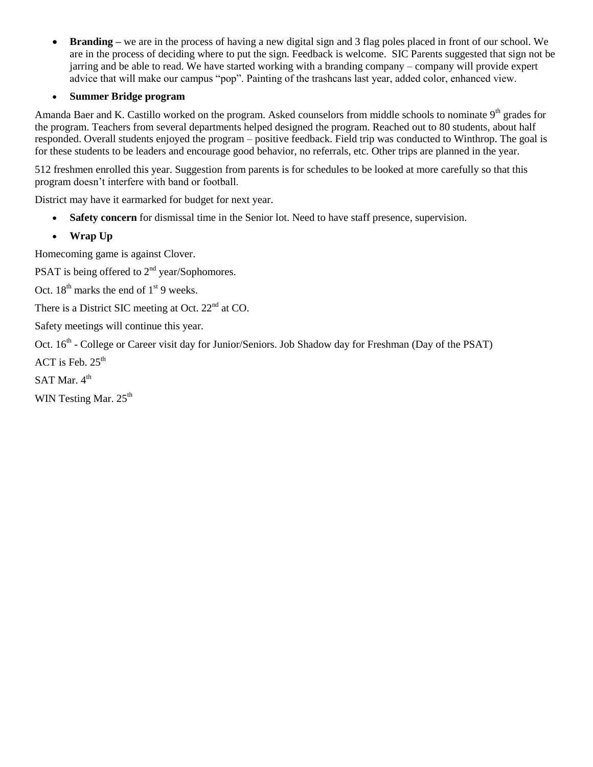- **Branding –** we are in the process of having a new digital sign and 3 flag poles placed in front of our school. We are in the process of deciding where to put the sign. Feedback is welcome. SIC Parents suggested that sign not be jarring and be able to read. We have started working with a branding company – company will provide expert advice that will make our campus "pop". Painting of the trashcans last year, added color, enhanced view.

- **Summer Bridge program**

Amanda Baer and K. Castillo worked on the program. Asked counselors from middle schools to nominate 9th grades for the program. Teachers from several departments helped designed the program. Reached out to 80 students, about half responded. Overall students enjoyed the program – positive feedback. Field trip was conducted to Winthrop. The goal is for these students to be leaders and encourage good behavior, no referrals, etc. Other trips are planned in the year.

512 freshmen enrolled this year. Suggestion from parents is for schedules to be looked at more carefully so that this program doesn't interfere with band or football.

District may have it earmarked for budget for next year.

- **Safety concern** for dismissal time in the Senior lot. Need to have staff presence, supervision.

- **Wrap Up**

Homecoming game is against Clover.

PSAT is being offered to 2nd year/Sophomores.

Oct. 18th marks the end of 1st 9 weeks.

There is a District SIC meeting at Oct. 22nd at CO.

Safety meetings will continue this year.

Oct. 16th - College or Career visit day for Junior/Seniors. Job Shadow day for Freshman (Day of the PSAT)

ACT is Feb. 25th

SAT Mar. 4th

WIN Testing Mar. 25th